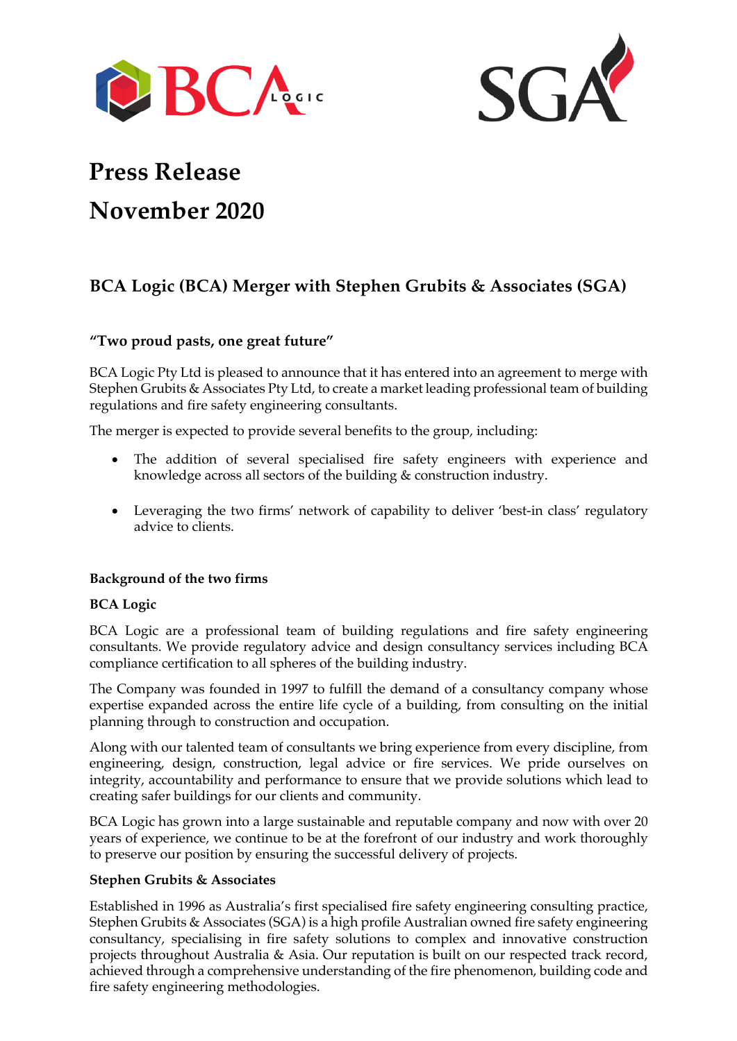# Press Release

# November 2020

## BCA Logic (BCA) Merger with Stephen Grubits & Associates (SGA)

### "Two proud pasts, one great future"

BCA Logic Pty Ltd is pleased to announce that it has entered into an agreement to merge with Stephen Grubits & Associates Pty Ltd, to create a market leading professional team of building regulations and fire safety engineering consultants.

The merger is expected to provide several benefits to the group, including:

- The addition of several specialised fire safety engineers with experience and knowledge across all sectors of the building & construction industry.
- Leveraging the two firms' network of capability to deliver 'best-in class' regulatory advice to clients.

### Background of the two firms

#### BCA Logic

BCA Logic are a professional team of building regulations and fire safety engineering consultants. We provide regulatory advice and design consultancy services including BCA compliance certification to all spheres of the building industry.

The Company was founded in 1997 to fulfill the demand of a consultancy company whose expertise expanded across the entire life cycle of a building, from consulting on the initial planning through to construction and occupation.

Along with our talented team of consultants we bring experience from every discipline, from engineering, design, construction, legal advice or fire services. We pride ourselves on integrity, accountability and performance to ensure that we provide solutions which lead to creating safer buildings for our clients and community.

BCA Logic has grown into a large sustainable and reputable company and now with over 20 years of experience, we continue to be at the forefront of our industry and work thoroughly to preserve our position by ensuring the successful delivery of projects.

#### Stephen Grubits & Associates

Established in 1996 as Australia's first specialised fire safety engineering consulting practice, Stephen Grubits & Associates (SGA) is a high profile Australian owned fire safety engineering consultancy, specialising in fire safety solutions to complex and innovative construction projects throughout Australia & Asia. Our reputation is built on our respected track record, achieved through a comprehensive understanding of the fire phenomenon, building code and fire safety engineering methodologies.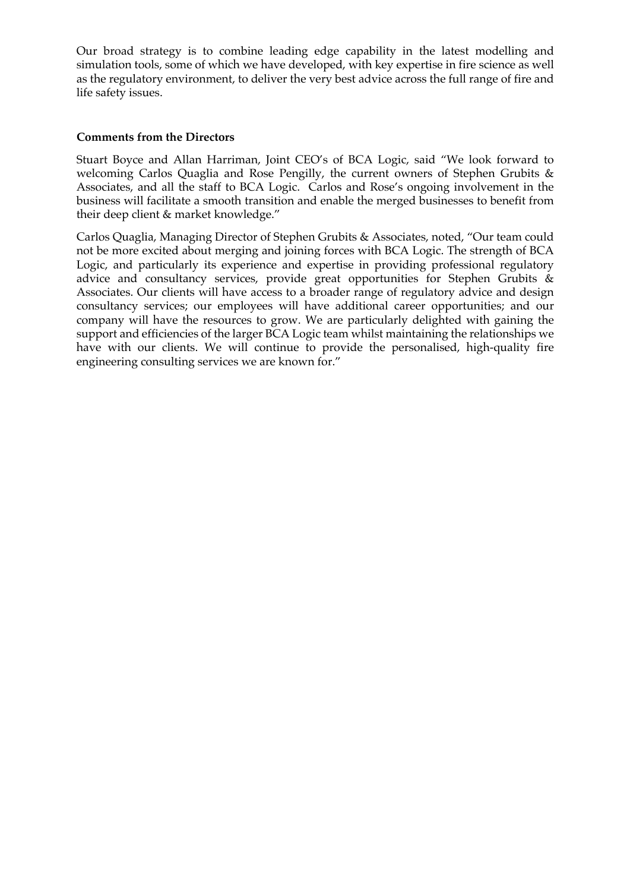Our broad strategy is to combine leading edge capability in the latest modelling and simulation tools, some of which we have developed, with key expertise in fire science as well as the regulatory environment, to deliver the very best advice across the full range of fire and life safety issues.

**Comments from the Directors**

Stuart Boyce and Allan Harriman, Joint CEO's of BCA Logic, said "We look forward to welcoming Carlos Quaglia and Rose Pengilly, the current owners of Stephen Grubits & Associates, and all the staff to BCA Logic. Carlos and Rose's ongoing involvement in the business will facilitate a smooth transition and enable the merged businesses to benefit from their deep client & market knowledge."

Carlos Quaglia, Managing Director of Stephen Grubits & Associates, noted, "Our team could not be more excited about merging and joining forces with BCA Logic. The strength of BCA Logic, and particularly its experience and expertise in providing professional regulatory advice and consultancy services, provide great opportunities for Stephen Grubits & Associates. Our clients will have access to a broader range of regulatory advice and design consultancy services; our employees will have additional career opportunities; and our company will have the resources to grow. We are particularly delighted with gaining the support and efficiencies of the larger BCA Logic team whilst maintaining the relationships we have with our clients. We will continue to provide the personalised, high-quality fire engineering consulting services we are known for."